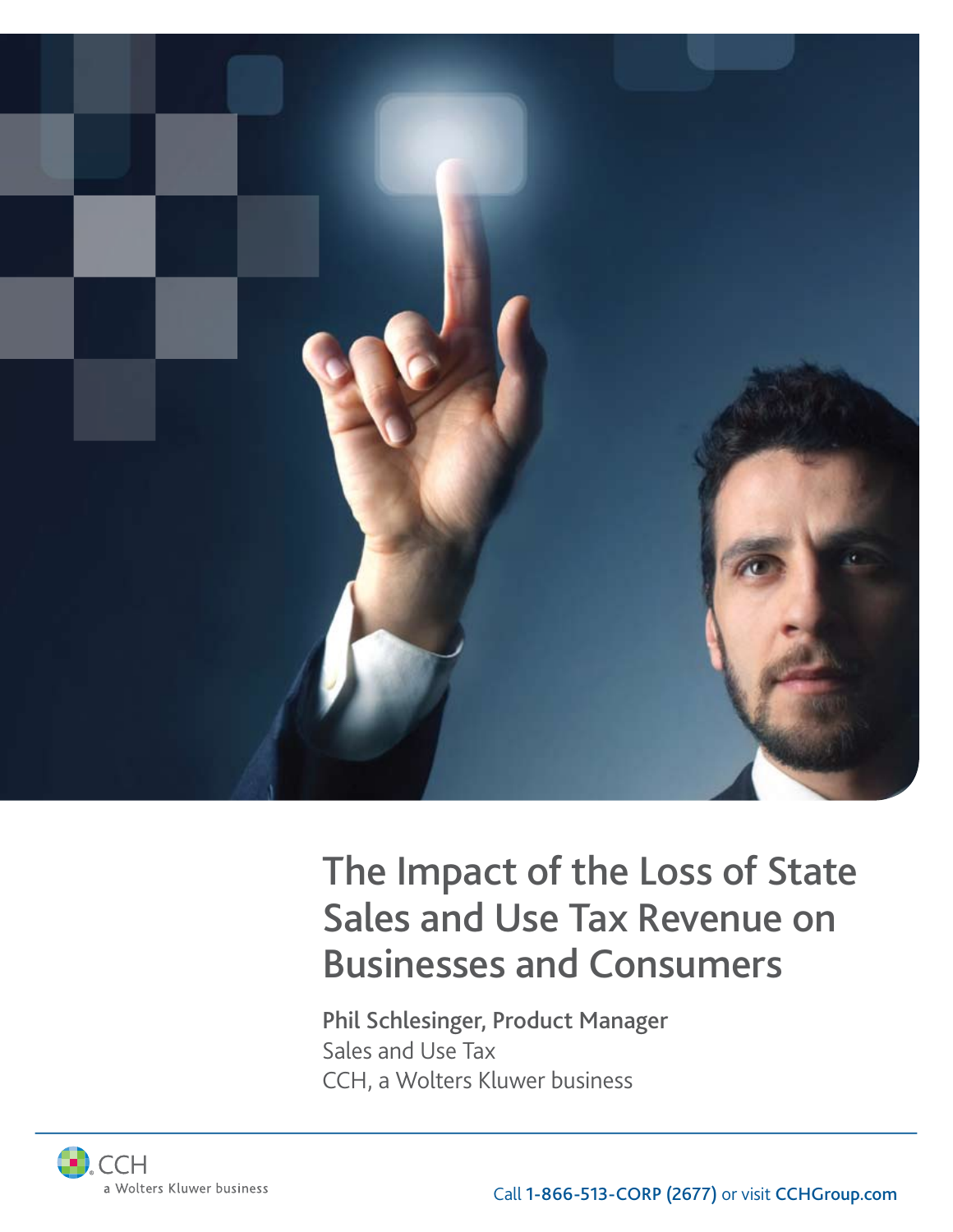# The Impact of the Loss of State Sales and Use Tax Revenue on Businesses and Consumers

**Phil Schlesinger, Product Manager**
Sales and Use Tax
CCH, a Wolters Kluwer business

CCH
a Wolters Kluwer business

Call **1-866-513-CORP (2677)** or visit **CCHGroup.com**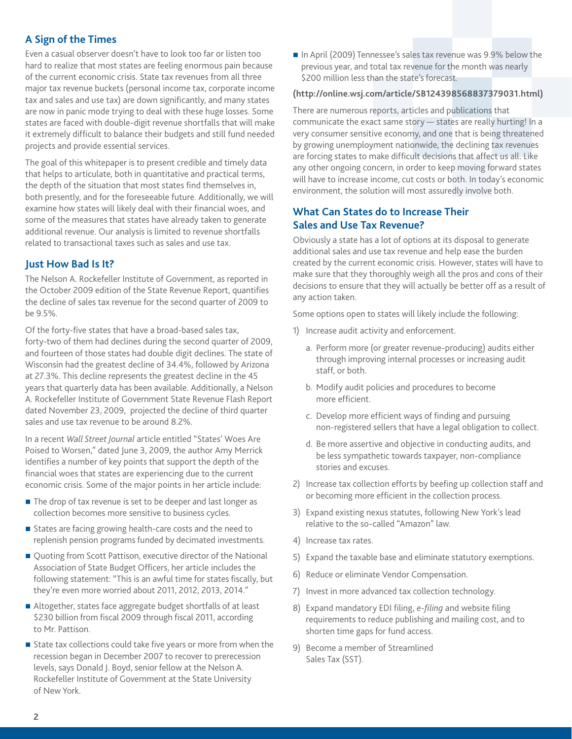## A Sign of the Times

Even a casual observer doesn't have to look too far or listen too hard to realize that most states are feeling enormous pain because of the current economic crisis. State tax revenues from all three major tax revenue buckets (personal income tax, corporate income tax and sales and use tax) are down significantly, and many states are now in panic mode trying to deal with these huge losses. Some states are faced with double-digit revenue shortfalls that will make it extremely difficult to balance their budgets and still fund needed projects and provide essential services.

The goal of this whitepaper is to present credible and timely data that helps to articulate, both in quantitative and practical terms, the depth of the situation that most states find themselves in, both presently, and for the foreseeable future. Additionally, we will examine how states will likely deal with their financial woes, and some of the measures that states have already taken to generate additional revenue. Our analysis is limited to revenue shortfalls related to transactional taxes such as sales and use tax.

## Just How Bad Is It?

The Nelson A. Rockefeller Institute of Government, as reported in the October 2009 edition of the State Revenue Report, quantifies the decline of sales tax revenue for the second quarter of 2009 to be 9.5%.

Of the forty-five states that have a broad-based sales tax, forty-two of them had declines during the second quarter of 2009, and fourteen of those states had double digit declines. The state of Wisconsin had the greatest decline of 34.4%, followed by Arizona at 27.3%. This decline represents the greatest decline in the 45 years that quarterly data has been available. Additionally, a Nelson A. Rockefeller Institute of Government State Revenue Flash Report dated November 23, 2009, projected the decline of third quarter sales and use tax revenue to be around 8.2%.

In a recent *Wall Street Journal* article entitled "States' Woes Are Poised to Worsen," dated June 3, 2009, the author Amy Merrick identifies a number of key points that support the depth of the financial woes that states are experiencing due to the current economic crisis. Some of the major points in her article include:

- The drop of tax revenue is set to be deeper and last longer as collection becomes more sensitive to business cycles.
- States are facing growing health-care costs and the need to replenish pension programs funded by decimated investments.
- Quoting from Scott Pattison, executive director of the National Association of State Budget Officers, her article includes the following statement: "This is an awful time for states fiscally, but they're even more worried about 2011, 2012, 2013, 2014."
- Altogether, states face aggregate budget shortfalls of at least $230 billion from fiscal 2009 through fiscal 2011, according to Mr. Pattison.
- State tax collections could take five years or more from when the recession began in December 2007 to recover to prerecession levels, says Donald J. Boyd, senior fellow at the Nelson A. Rockefeller Institute of Government at the State University of New York.
- In April (2009) Tennessee's sales tax revenue was 9.9% below the previous year, and total tax revenue for the month was nearly $200 million less than the state's forecast.

**(http://online.wsj.com/article/SB124398568837379031.html)**

There are numerous reports, articles and publications that communicate the exact same story — states are really hurting! In a very consumer sensitive economy, and one that is being threatened by growing unemployment nationwide, the declining tax revenues are forcing states to make difficult decisions that affect us all. Like any other ongoing concern, in order to keep moving forward states will have to increase income, cut costs or both. In today's economic environment, the solution will most assuredly involve both.

## What Can States do to Increase Their Sales and Use Tax Revenue?

Obviously a state has a lot of options at its disposal to generate additional sales and use tax revenue and help ease the burden created by the current economic crisis. However, states will have to make sure that they thoroughly weigh all the pros and cons of their decisions to ensure that they will actually be better off as a result of any action taken.

Some options open to states will likely include the following:

1) Increase audit activity and enforcement.
   a. Perform more (or greater revenue-producing) audits either through improving internal processes or increasing audit staff, or both.
   b. Modify audit policies and procedures to become more efficient.
   c. Develop more efficient ways of finding and pursuing non-registered sellers that have a legal obligation to collect.
   d. Be more assertive and objective in conducting audits, and be less sympathetic towards taxpayer, non-compliance stories and excuses.
2) Increase tax collection efforts by beefing up collection staff and or becoming more efficient in the collection process.
3) Expand existing nexus statutes, following New York's lead relative to the so-called "Amazon" law.
4) Increase tax rates.
5) Expand the taxable base and eliminate statutory exemptions.
6) Reduce or eliminate Vendor Compensation.
7) Invest in more advanced tax collection technology.
8) Expand mandatory EDI filing, *e-filing* and website filing requirements to reduce publishing and mailing cost, and to shorten time gaps for fund access.
9) Become a member of Streamlined Sales Tax (SST).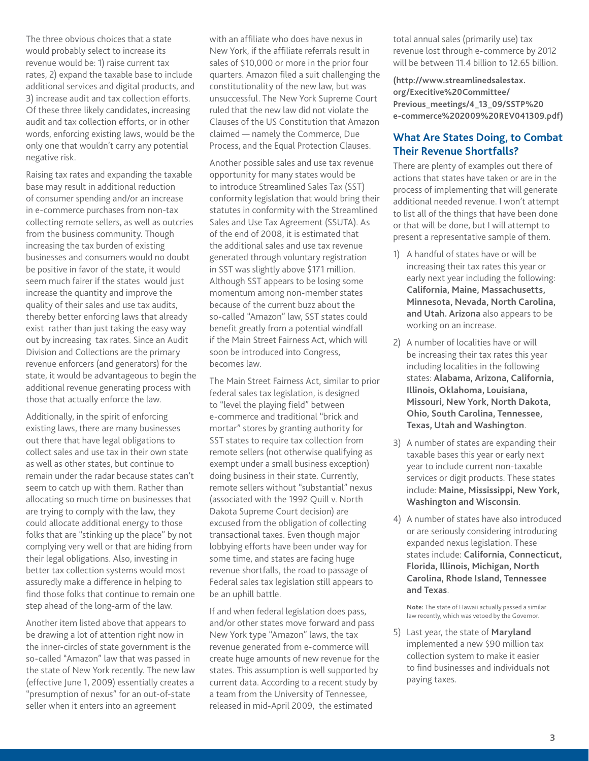The three obvious choices that a state would probably select to increase its revenue would be: 1) raise current tax rates, 2) expand the taxable base to include additional services and digital products, and 3) increase audit and tax collection efforts. Of these three likely candidates, increasing audit and tax collection efforts, or in other words, enforcing existing laws, would be the only one that wouldn't carry any potential negative risk.

Raising tax rates and expanding the taxable base may result in additional reduction of consumer spending and/or an increase in e-commerce purchases from non-tax collecting remote sellers, as well as outcries from the business community. Though increasing the tax burden of existing businesses and consumers would no doubt be positive in favor of the state, it would seem much fairer if the states would just increase the quantity and improve the quality of their sales and use tax audits, thereby better enforcing laws that already exist rather than just taking the easy way out by increasing tax rates. Since an Audit Division and Collections are the primary revenue enforcers (and generators) for the state, it would be advantageous to begin the additional revenue generating process with those that actually enforce the law.

Additionally, in the spirit of enforcing existing laws, there are many businesses out there that have legal obligations to collect sales and use tax in their own state as well as other states, but continue to remain under the radar because states can't seem to catch up with them. Rather than allocating so much time on businesses that are trying to comply with the law, they could allocate additional energy to those folks that are "stinking up the place" by not complying very well or that are hiding from their legal obligations. Also, investing in better tax collection systems would most assuredly make a difference in helping to find those folks that continue to remain one step ahead of the long-arm of the law.

Another item listed above that appears to be drawing a lot of attention right now in the inner-circles of state government is the so-called "Amazon" law that was passed in the state of New York recently. The new law (effective June 1, 2009) essentially creates a "presumption of nexus" for an out-of-state seller when it enters into an agreement with an affiliate who does have nexus in New York, if the affiliate referrals result in sales of $10,000 or more in the prior four quarters. Amazon filed a suit challenging the constitutionality of the new law, but was unsuccessful. The New York Supreme Court ruled that the new law did not violate the Clauses of the US Constitution that Amazon claimed — namely the Commerce, Due Process, and the Equal Protection Clauses.

Another possible sales and use tax revenue opportunity for many states would be to introduce Streamlined Sales Tax (SST) conformity legislation that would bring their statutes in conformity with the Streamlined Sales and Use Tax Agreement (SSUTA). As of the end of 2008, it is estimated that the additional sales and use tax revenue generated through voluntary registration in SST was slightly above $171 million. Although SST appears to be losing some momentum among non-member states because of the current buzz about the so-called "Amazon" law, SST states could benefit greatly from a potential windfall if the Main Street Fairness Act, which will soon be introduced into Congress, becomes law.

The Main Street Fairness Act, similar to prior federal sales tax legislation, is designed to "level the playing field" between e-commerce and traditional "brick and mortar" stores by granting authority for SST states to require tax collection from remote sellers (not otherwise qualifying as exempt under a small business exception) doing business in their state. Currently, remote sellers without "substantial" nexus (associated with the 1992 Quill v. North Dakota Supreme Court decision) are excused from the obligation of collecting transactional taxes. Even though major lobbying efforts have been under way for some time, and states are facing huge revenue shortfalls, the road to passage of Federal sales tax legislation still appears to be an uphill battle.

If and when federal legislation does pass, and/or other states move forward and pass New York type "Amazon" laws, the tax revenue generated from e-commerce will create huge amounts of new revenue for the states. This assumption is well supported by current data. According to a recent study by a team from the University of Tennessee, released in mid-April 2009, the estimated total annual sales (primarily use) tax revenue lost through e-commerce by 2012 will be between 11.4 billion to 12.65 billion.

**(http://www.streamlinedsalestax.org/Execitive%20Committee/Previous_meetings/4_13_09/SSTP%20e-commerce%202009%20REV041309.pdf)**

## What Are States Doing, to Combat Their Revenue Shortfalls?

There are plenty of examples out there of actions that states have taken or are in the process of implementing that will generate additional needed revenue. I won't attempt to list all of the things that have been done or that will be done, but I will attempt to present a representative sample of them.

1) A handful of states have or will be increasing their tax rates this year or early next year including the following: **California, Maine, Massachusetts, Minnesota, Nevada, North Carolina, and Utah. Arizona** also appears to be working on an increase.

2) A number of localities have or will be increasing their tax rates this year including localities in the following states: **Alabama, Arizona, California, Illinois, Oklahoma, Louisiana, Missouri, New York, North Dakota, Ohio, South Carolina, Tennessee, Texas, Utah and Washington**.

3) A number of states are expanding their taxable bases this year or early next year to include current non-taxable services or digit products. These states include: **Maine, Mississippi, New York, Washington and Wisconsin**.

4) A number of states have also introduced or are seriously considering introducing expanded nexus legislation. These states include: **California, Connecticut, Florida, Illinois, Michigan, North Carolina, Rhode Island, Tennessee and Texas**.

   **Note:** The state of Hawaii actually passed a similar law recently, which was vetoed by the Governor.

5) Last year, the state of **Maryland** implemented a new $90 million tax collection system to make it easier to find businesses and individuals not paying taxes.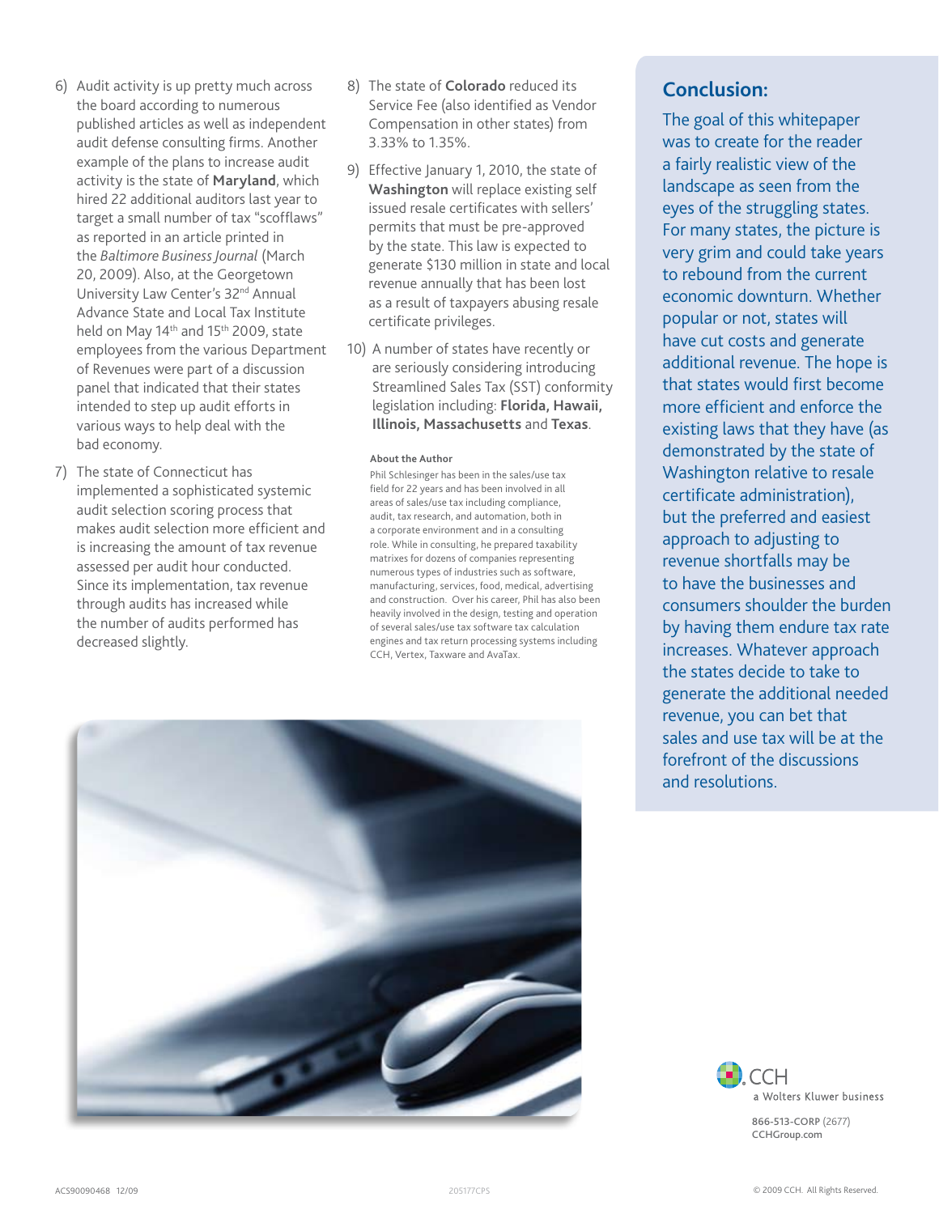6) Audit activity is up pretty much across the board according to numerous published articles as well as independent audit defense consulting firms. Another example of the plans to increase audit activity is the state of **Maryland**, which hired 22 additional auditors last year to target a small number of tax "scofflaws" as reported in an article printed in the *Baltimore Business Journal* (March 20, 2009). Also, at the Georgetown University Law Center's 32nd Annual Advance State and Local Tax Institute held on May 14th and 15th 2009, state employees from the various Department of Revenues were part of a discussion panel that indicated that their states intended to step up audit efforts in various ways to help deal with the bad economy.

7) The state of Connecticut has implemented a sophisticated systemic audit selection scoring process that makes audit selection more efficient and is increasing the amount of tax revenue assessed per audit hour conducted. Since its implementation, tax revenue through audits has increased while the number of audits performed has decreased slightly.

8) The state of **Colorado** reduced its Service Fee (also identified as Vendor Compensation in other states) from 3.33% to 1.35%.

9) Effective January 1, 2010, the state of **Washington** will replace existing self issued resale certificates with sellers' permits that must be pre-approved by the state. This law is expected to generate $130 million in state and local revenue annually that has been lost as a result of taxpayers abusing resale certificate privileges.

10) A number of states have recently or are seriously considering introducing Streamlined Sales Tax (SST) conformity legislation including: **Florida, Hawaii, Illinois, Massachusetts** and **Texas**.

**About the Author**

Phil Schlesinger has been in the sales/use tax field for 22 years and has been involved in all areas of sales/use tax including compliance, audit, tax research, and automation, both in a corporate environment and in a consulting role. While in consulting, he prepared taxability matrixes for dozens of companies representing numerous types of industries such as software, manufacturing, services, food, medical, advertising and construction. Over his career, Phil has also been heavily involved in the design, testing and operation of several sales/use tax software tax calculation engines and tax return processing systems including CCH, Vertex, Taxware and AvaTax.

## Conclusion:

The goal of this whitepaper was to create for the reader a fairly realistic view of the landscape as seen from the eyes of the struggling states. For many states, the picture is very grim and could take years to rebound from the current economic downturn. Whether popular or not, states will have cut costs and generate additional revenue. The hope is that states would first become more efficient and enforce the existing laws that they have (as demonstrated by the state of Washington relative to resale certificate administration), but the preferred and easiest approach to adjusting to revenue shortfalls may be to have the businesses and consumers shoulder the burden by having them endure tax rate increases. Whatever approach the states decide to take to generate the additional needed revenue, you can bet that sales and use tax will be at the forefront of the discussions and resolutions.

CCH
a Wolters Kluwer business

866-513-CORP (2677)
CCHGroup.com

ACS90090468 12/09

205177CPS

© 2009 CCH. All Rights Reserved.